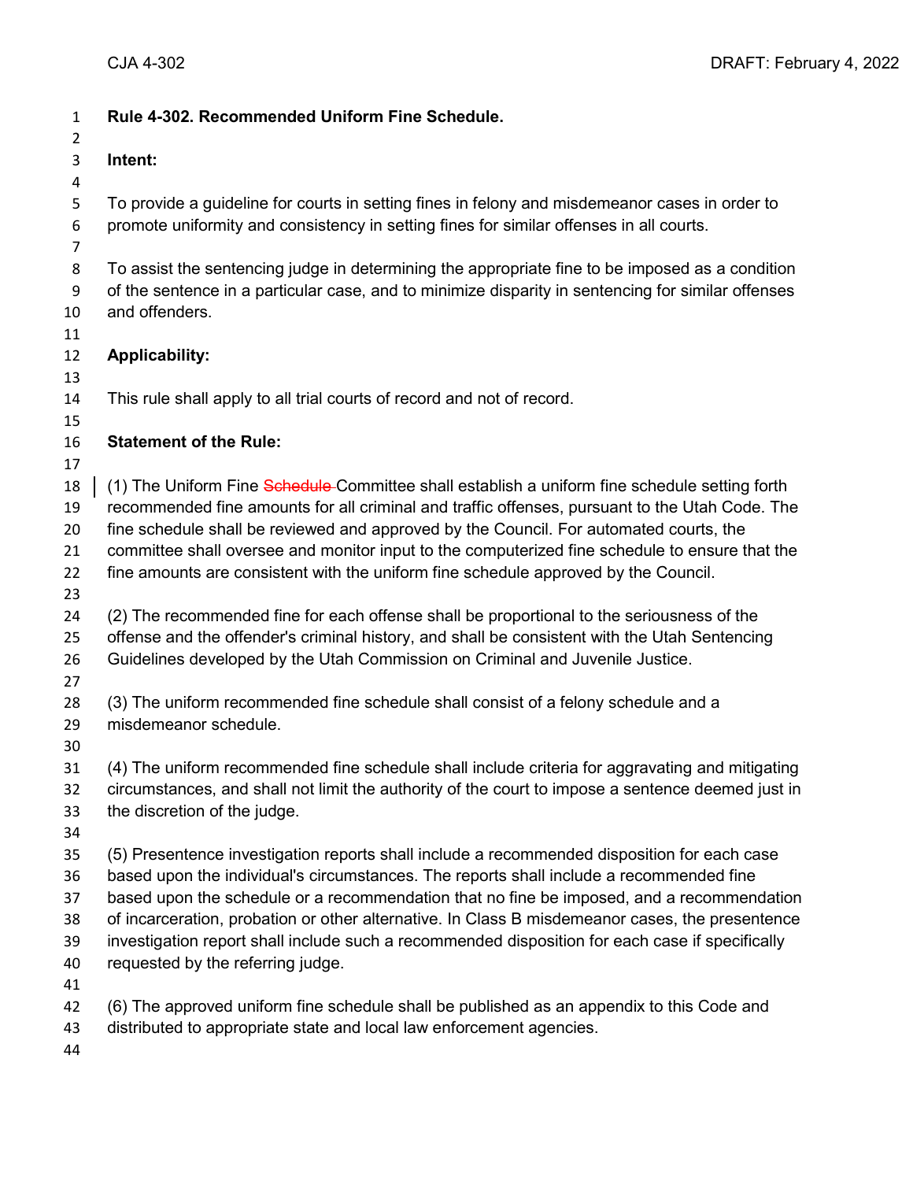**Rule 4-302. Recommended Uniform Fine Schedule.**

**Intent:**

To provide a guideline for courts in setting fines in felony and misdemeanor cases in order to promote uniformity and consistency in setting fines for similar offenses in all courts.

To assist the sentencing judge in determining the appropriate fine to be imposed as a condition of the sentence in a particular case, and to minimize disparity in sentencing for similar offenses and offenders.

**Applicability:**

This rule shall apply to all trial courts of record and not of record.

**Statement of the Rule:**

(1) The Uniform Fine ~~Schedule~~ Committee shall establish a uniform fine schedule setting forth recommended fine amounts for all criminal and traffic offenses, pursuant to the Utah Code. The fine schedule shall be reviewed and approved by the Council. For automated courts, the committee shall oversee and monitor input to the computerized fine schedule to ensure that the fine amounts are consistent with the uniform fine schedule approved by the Council.

(2) The recommended fine for each offense shall be proportional to the seriousness of the offense and the offender's criminal history, and shall be consistent with the Utah Sentencing Guidelines developed by the Utah Commission on Criminal and Juvenile Justice.

(3) The uniform recommended fine schedule shall consist of a felony schedule and a misdemeanor schedule.

(4) The uniform recommended fine schedule shall include criteria for aggravating and mitigating circumstances, and shall not limit the authority of the court to impose a sentence deemed just in the discretion of the judge.

(5) Presentence investigation reports shall include a recommended disposition for each case based upon the individual's circumstances. The reports shall include a recommended fine based upon the schedule or a recommendation that no fine be imposed, and a recommendation of incarceration, probation or other alternative. In Class B misdemeanor cases, the presentence investigation report shall include such a recommended disposition for each case if specifically requested by the referring judge.

(6) The approved uniform fine schedule shall be published as an appendix to this Code and distributed to appropriate state and local law enforcement agencies.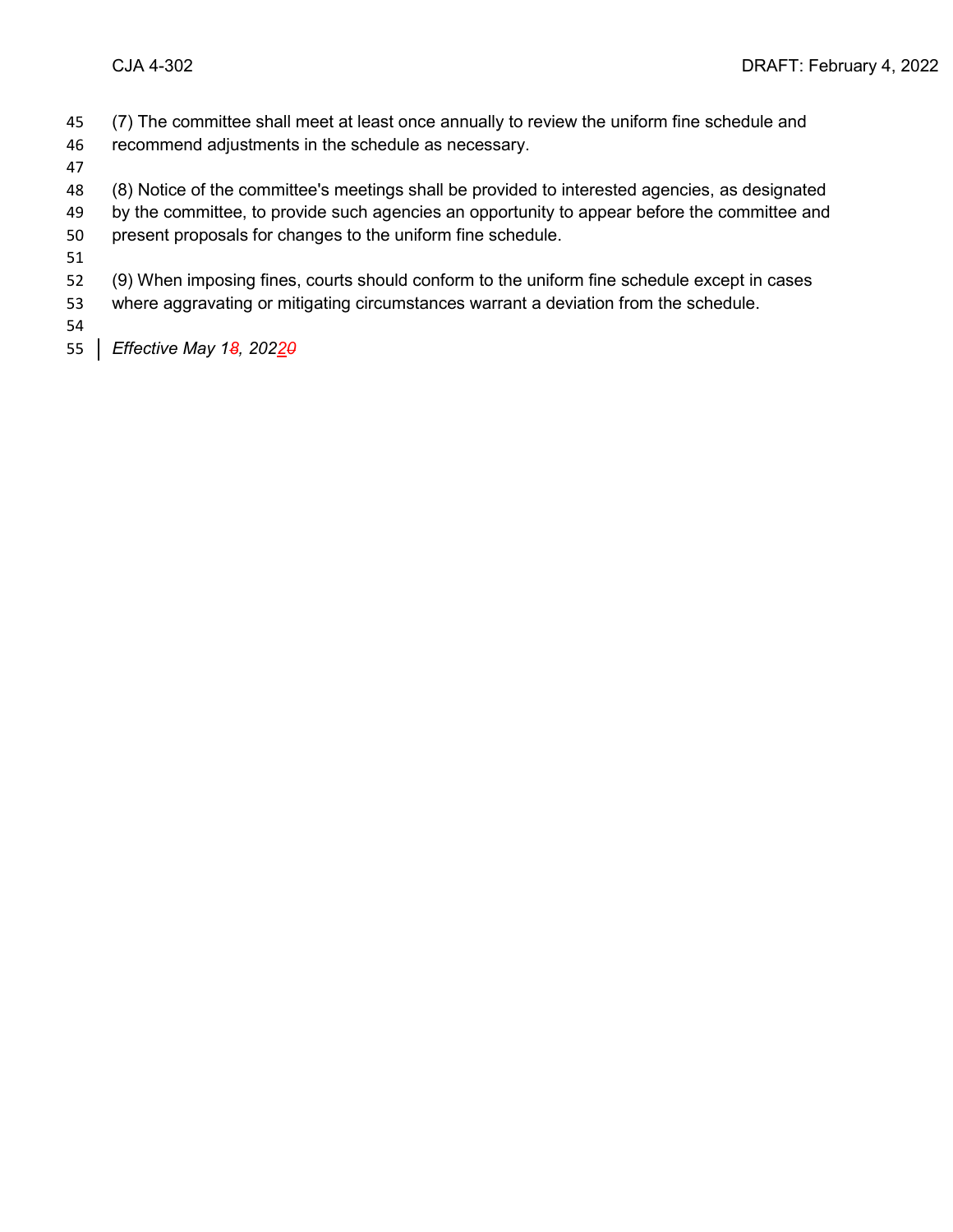(7) The committee shall meet at least once annually to review the uniform fine schedule and recommend adjustments in the schedule as necessary.

(8) Notice of the committee's meetings shall be provided to interested agencies, as designated by the committee, to provide such agencies an opportunity to appear before the committee and present proposals for changes to the uniform fine schedule.

(9) When imposing fines, courts should conform to the uniform fine schedule except in cases where aggravating or mitigating circumstances warrant a deviation from the schedule.

*Effective May 1~~8~~, 202<u>2</u>~~0~~*